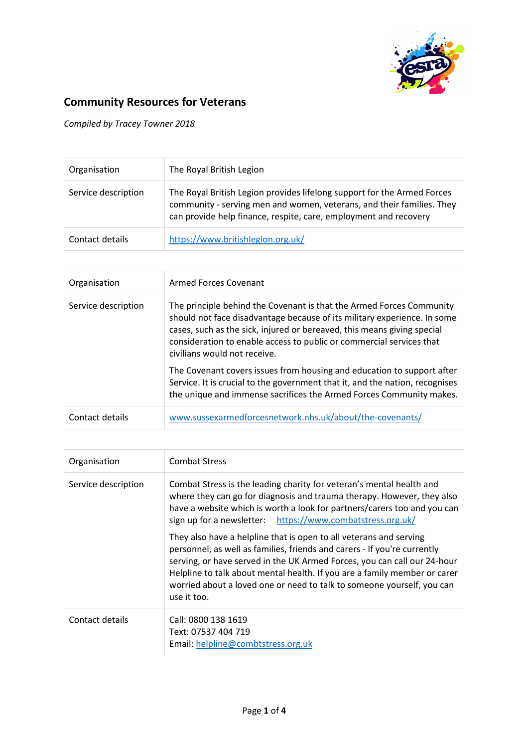# Community Resources for Veterans

*Compiled by Tracey Towner 2018*

| Organisation | The Royal British Legion |
|---|---|
| Service description | The Royal British Legion provides lifelong support for the Armed Forces community - serving men and women, veterans, and their families. They can provide help finance, respite, care, employment and recovery |
| Contact details | https://www.britishlegion.org.uk/ |

| Organisation | Armed Forces Covenant |
|---|---|
| Service description | The principle behind the Covenant is that the Armed Forces Community should not face disadvantage because of its military experience. In some cases, such as the sick, injured or bereaved, this means giving special consideration to enable access to public or commercial services that civilians would not receive.<br><br>The Covenant covers issues from housing and education to support after Service. It is crucial to the government that it, and the nation, recognises the unique and immense sacrifices the Armed Forces Community makes. |
| Contact details | www.sussexarmedforcesnetwork.nhs.uk/about/the-covenants/ |

| Organisation | Combat Stress |
|---|---|
| Service description | Combat Stress is the leading charity for veteran's mental health and where they can go for diagnosis and trauma therapy. However, they also have a website which is worth a look for partners/carers too and you can sign up for a newsletter: https://www.combatstress.org.uk/<br><br>They also have a helpline that is open to all veterans and serving personnel, as well as families, friends and carers - If you're currently serving, or have served in the UK Armed Forces, you can call our 24-hour Helpline to talk about mental health. If you are a family member or carer worried about a loved one or need to talk to someone yourself, you can use it too. |
| Contact details | Call: 0800 138 1619<br>Text: 07537 404 719<br>Email: helpline@combtstress.org.uk |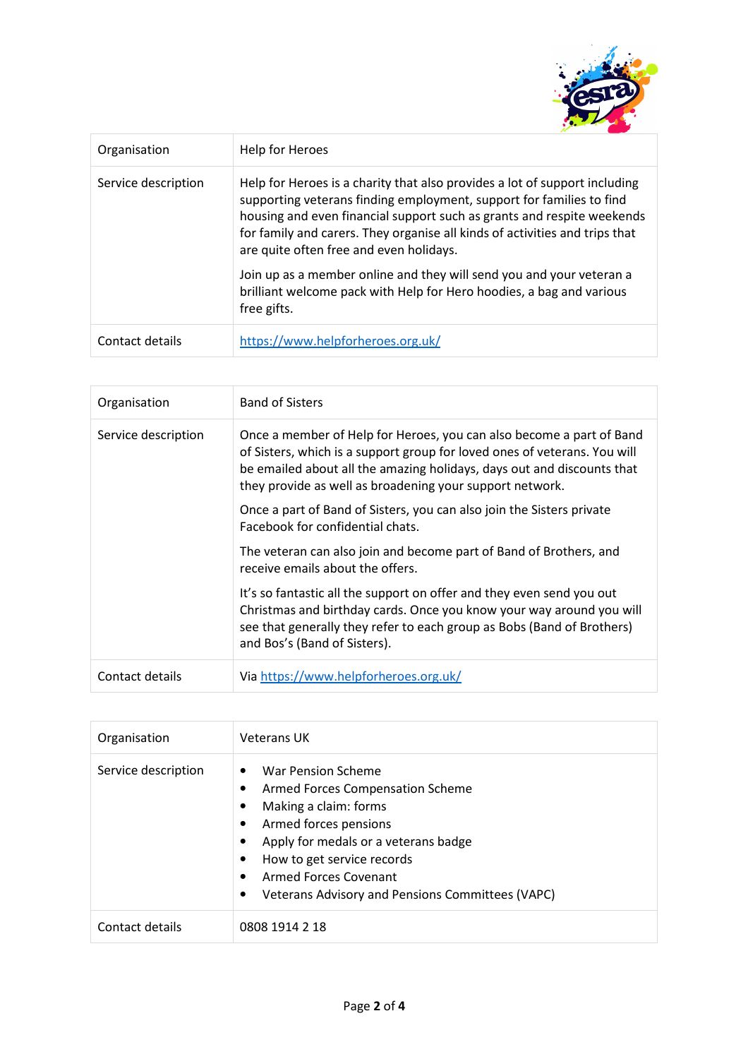| Organisation | Help for Heroes |
|---|---|
| Service description | Help for Heroes is a charity that also provides a lot of support including supporting veterans finding employment, support for families to find housing and even financial support such as grants and respite weekends for family and carers. They organise all kinds of activities and trips that are quite often free and even holidays.<br><br>Join up as a member online and they will send you and your veteran a brilliant welcome pack with Help for Hero hoodies, a bag and various free gifts. |
| Contact details | [https://www.helpforheroes.org.uk/](https://www.helpforheroes.org.uk/) |

| Organisation | Band of Sisters |
|---|---|
| Service description | Once a member of Help for Heroes, you can also become a part of Band of Sisters, which is a support group for loved ones of veterans. You will be emailed about all the amazing holidays, days out and discounts that they provide as well as broadening your support network.<br><br>Once a part of Band of Sisters, you can also join the Sisters private Facebook for confidential chats.<br><br>The veteran can also join and become part of Band of Brothers, and receive emails about the offers.<br><br>It's so fantastic all the support on offer and they even send you out Christmas and birthday cards. Once you know your way around you will see that generally they refer to each group as Bobs (Band of Brothers) and Bos's (Band of Sisters). |
| Contact details | Via [https://www.helpforheroes.org.uk/](https://www.helpforheroes.org.uk/) |

| Organisation | Veterans UK |
|---|---|
| Service description | • War Pension Scheme<br>• Armed Forces Compensation Scheme<br>• Making a claim: forms<br>• Armed forces pensions<br>• Apply for medals or a veterans badge<br>• How to get service records<br>• Armed Forces Covenant<br>• Veterans Advisory and Pensions Committees (VAPC) |
| Contact details | 0808 1914 2 18 |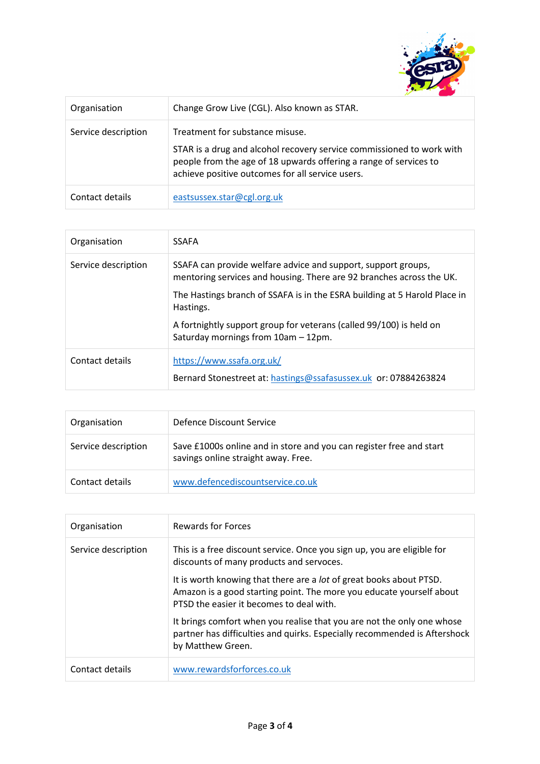| Organisation | Change Grow Live (CGL). Also known as STAR. |
| --- | --- |
| Service description | Treatment for substance misuse.<br><br>STAR is a drug and alcohol recovery service commissioned to work with people from the age of 18 upwards offering a range of services to achieve positive outcomes for all service users. |
| Contact details | [eastsussex.star@cgl.org.uk](mailto:eastsussex.star@cgl.org.uk) |

| Organisation | SSAFA |
| --- | --- |
| Service description | SSAFA can provide welfare advice and support, support groups, mentoring services and housing. There are 92 branches across the UK.<br><br>The Hastings branch of SSAFA is in the ESRA building at 5 Harold Place in Hastings.<br><br>A fortnightly support group for veterans (called 99/100) is held on Saturday mornings from 10am – 12pm. |
| Contact details | [https://www.ssafa.org.uk/](https://www.ssafa.org.uk/)<br><br>Bernard Stonestreet at: [hastings@ssafasussex.uk](mailto:hastings@ssafasussex.uk) or: 07884263824 |

| Organisation | Defence Discount Service |
| --- | --- |
| Service description | Save £1000s online and in store and you can register free and start savings online straight away. Free. |
| Contact details | [www.defencediscountservice.co.uk](http://www.defencediscountservice.co.uk) |

| Organisation | Rewards for Forces |
| --- | --- |
| Service description | This is a free discount service. Once you sign up, you are eligible for discounts of many products and servoces.<br><br>It is worth knowing that there are a *lot* of great books about PTSD. Amazon is a good starting point. The more you educate yourself about PTSD the easier it becomes to deal with.<br><br>It brings comfort when you realise that you are not the only one whose partner has difficulties and quirks. Especially recommended is Aftershock by Matthew Green. |
| Contact details | [www.rewardsforforces.co.uk](http://www.rewardsforforces.co.uk) |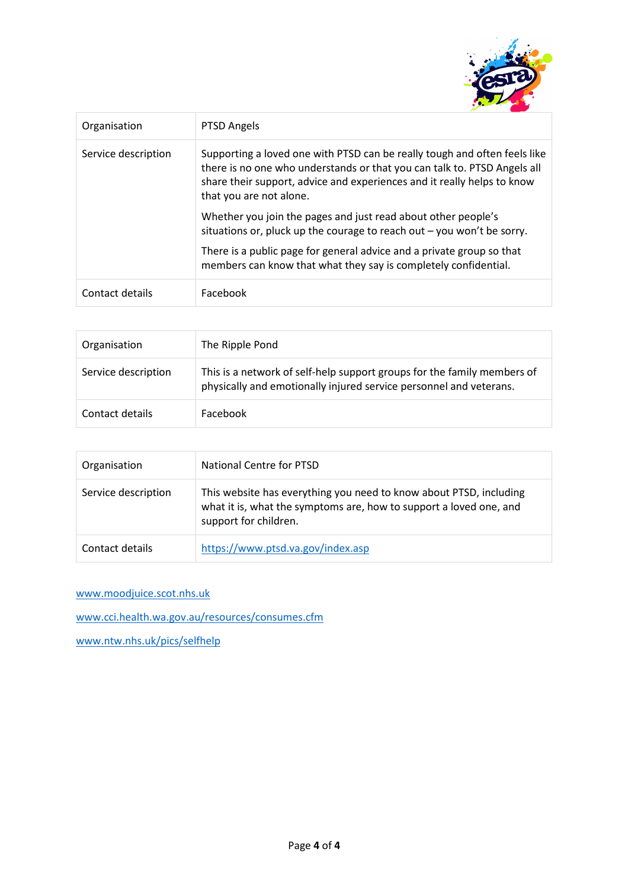| | |
|---|---|
| Organisation | PTSD Angels |
| Service description | Supporting a loved one with PTSD can be really tough and often feels like there is no one who understands or that you can talk to. PTSD Angels all share their support, advice and experiences and it really helps to know that you are not alone.<br><br>Whether you join the pages and just read about other people's situations or, pluck up the courage to reach out – you won't be sorry.<br><br>There is a public page for general advice and a private group so that members can know that what they say is completely confidential. |
| Contact details | Facebook |

| | |
|---|---|
| Organisation | The Ripple Pond |
| Service description | This is a network of self-help support groups for the family members of physically and emotionally injured service personnel and veterans. |
| Contact details | Facebook |

| | |
|---|---|
| Organisation | National Centre for PTSD |
| Service description | This website has everything you need to know about PTSD, including what it is, what the symptoms are, how to support a loved one, and support for children. |
| Contact details | https://www.ptsd.va.gov/index.asp |

www.moodjuice.scot.nhs.uk

www.cci.health.wa.gov.au/resources/consumes.cfm

www.ntw.nhs.uk/pics/selfhelp